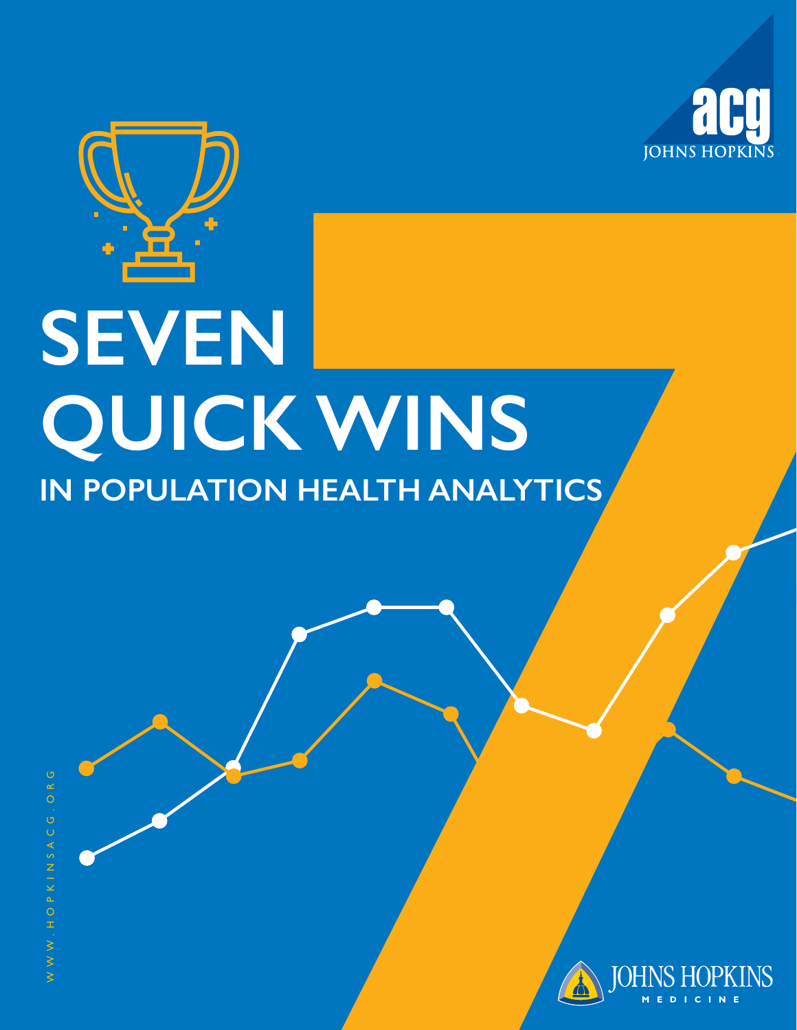acg

JOHNS HOPKINS

# SEVEN QUICK WINS

## IN POPULATION HEALTH ANALYTICS

WWW.HOPKINSACG.ORG

JOHNS HOPKINS MEDICINE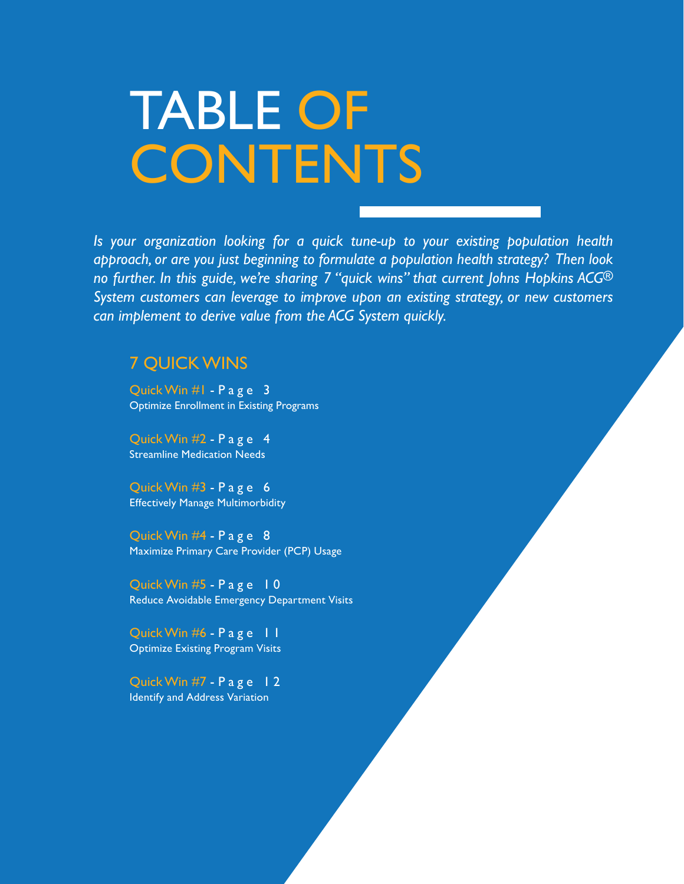# TABLE OF CONTENTS

*Is your organization looking for a quick tune-up to your existing population health approach, or are you just beginning to formulate a population health strategy? Then look no further. In this guide, we're sharing 7 "quick wins" that current Johns Hopkins ACG® System customers can leverage to improve upon an existing strategy, or new customers can implement to derive value from the ACG System quickly.*

## 7 QUICK WINS

Quick Win #1 - Page 3
Optimize Enrollment in Existing Programs

Quick Win #2 - Page 4
Streamline Medication Needs

Quick Win #3 - Page 6
Effectively Manage Multimorbidity

Quick Win #4 - Page 8
Maximize Primary Care Provider (PCP) Usage

Quick Win #5 - Page 10
Reduce Avoidable Emergency Department Visits

Quick Win #6 - Page 11
Optimize Existing Program Visits

Quick Win #7 - Page 12
Identify and Address Variation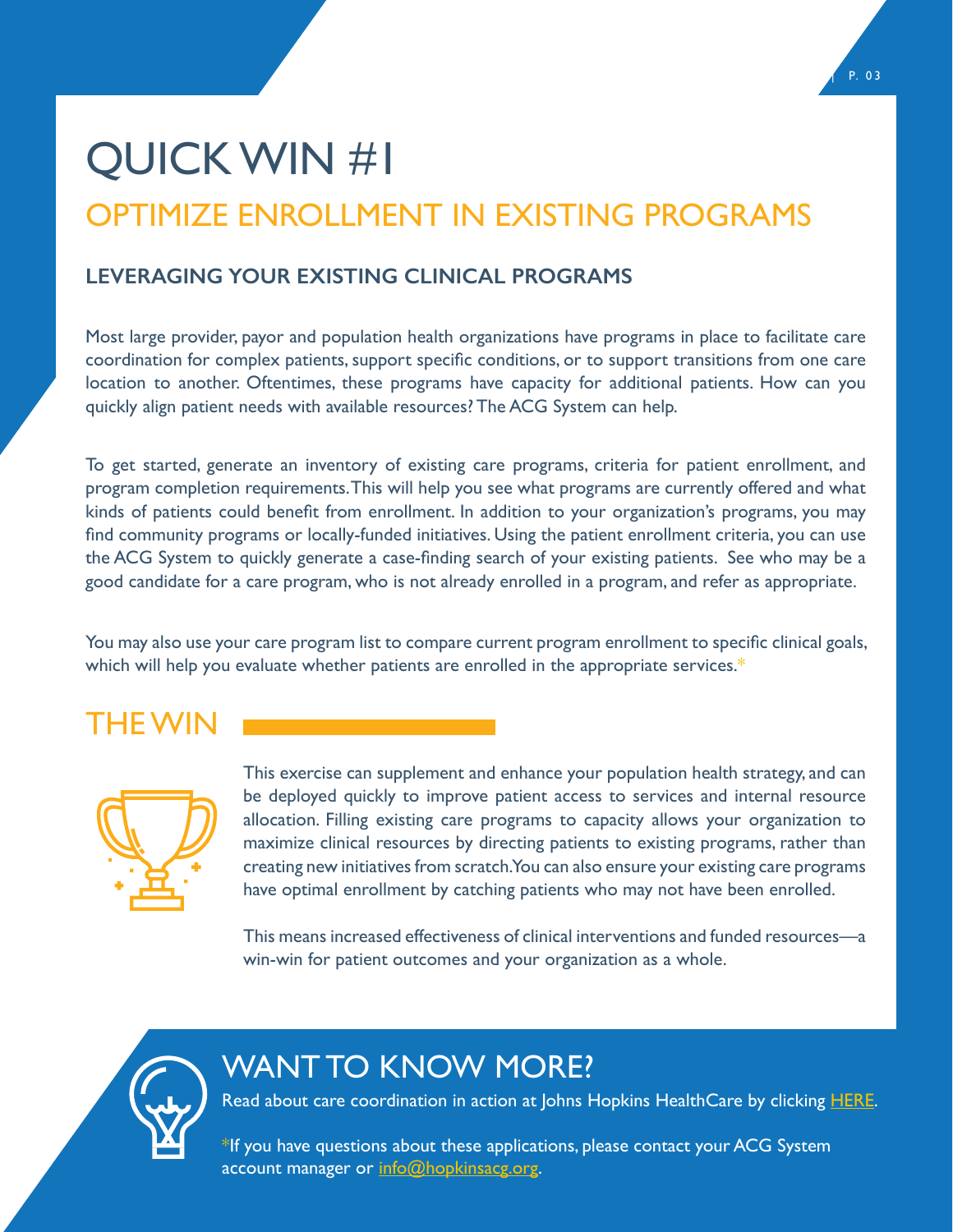# QUICK WIN #1

## OPTIMIZE ENROLLMENT IN EXISTING PROGRAMS

### LEVERAGING YOUR EXISTING CLINICAL PROGRAMS

Most large provider, payor and population health organizations have programs in place to facilitate care coordination for complex patients, support specific conditions, or to support transitions from one care location to another. Oftentimes, these programs have capacity for additional patients. How can you quickly align patient needs with available resources? The ACG System can help.

To get started, generate an inventory of existing care programs, criteria for patient enrollment, and program completion requirements. This will help you see what programs are currently offered and what kinds of patients could benefit from enrollment. In addition to your organization's programs, you may find community programs or locally-funded initiatives. Using the patient enrollment criteria, you can use the ACG System to quickly generate a case-finding search of your existing patients. See who may be a good candidate for a care program, who is not already enrolled in a program, and refer as appropriate.

You may also use your care program list to compare current program enrollment to specific clinical goals, which will help you evaluate whether patients are enrolled in the appropriate services.*

## THE WIN

This exercise can supplement and enhance your population health strategy, and can be deployed quickly to improve patient access to services and internal resource allocation. Filling existing care programs to capacity allows your organization to maximize clinical resources by directing patients to existing programs, rather than creating new initiatives from scratch. You can also ensure your existing care programs have optimal enrollment by catching patients who may not have been enrolled.

This means increased effectiveness of clinical interventions and funded resources—a win-win for patient outcomes and your organization as a whole.

## WANT TO KNOW MORE?

Read about care coordination in action at Johns Hopkins HealthCare by clicking [HERE](#).

*If you have questions about these applications, please contact your ACG System account manager or [info@hopkinsacg.org](mailto:info@hopkinsacg.org).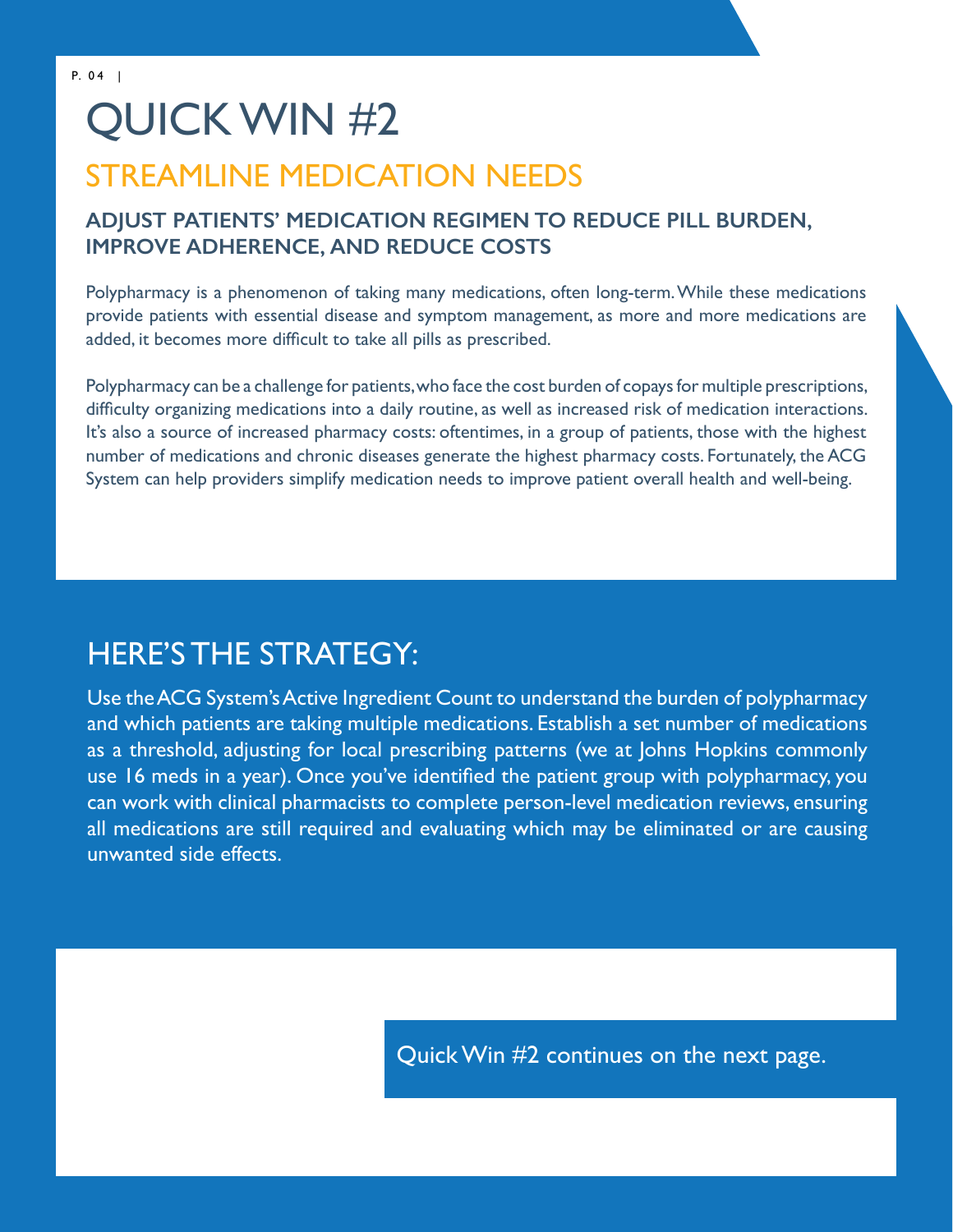# QUICK WIN #2

## STREAMLINE MEDICATION NEEDS

### ADJUST PATIENTS' MEDICATION REGIMEN TO REDUCE PILL BURDEN, IMPROVE ADHERENCE, AND REDUCE COSTS

Polypharmacy is a phenomenon of taking many medications, often long-term. While these medications provide patients with essential disease and symptom management, as more and more medications are added, it becomes more difficult to take all pills as prescribed.

Polypharmacy can be a challenge for patients, who face the cost burden of copays for multiple prescriptions, difficulty organizing medications into a daily routine, as well as increased risk of medication interactions. It's also a source of increased pharmacy costs: oftentimes, in a group of patients, those with the highest number of medications and chronic diseases generate the highest pharmacy costs. Fortunately, the ACG System can help providers simplify medication needs to improve patient overall health and well-being.

## HERE'S THE STRATEGY:

Use the ACG System's Active Ingredient Count to understand the burden of polypharmacy and which patients are taking multiple medications. Establish a set number of medications as a threshold, adjusting for local prescribing patterns (we at Johns Hopkins commonly use 16 meds in a year). Once you've identified the patient group with polypharmacy, you can work with clinical pharmacists to complete person-level medication reviews, ensuring all medications are still required and evaluating which may be eliminated or are causing unwanted side effects.

Quick Win #2 continues on the next page.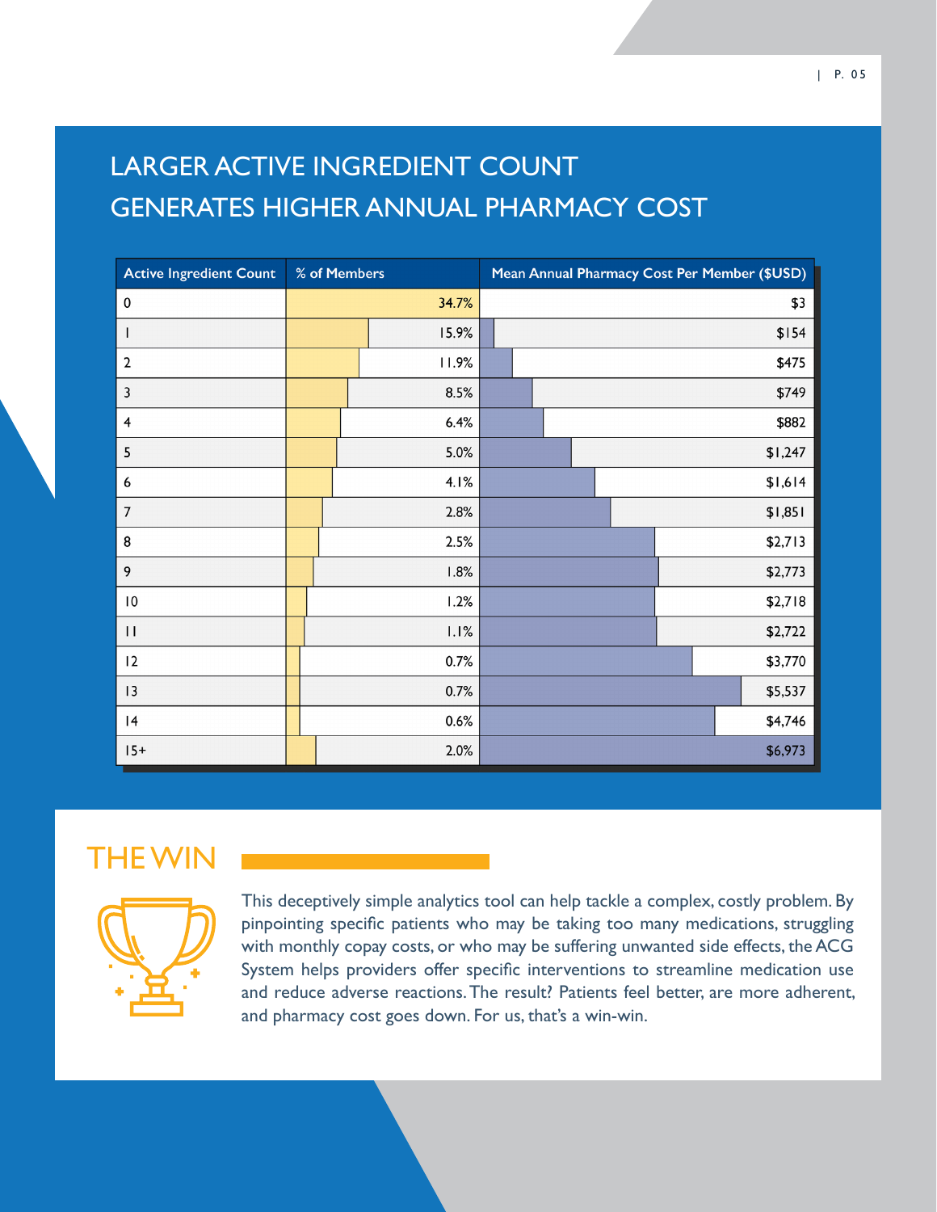# LARGER ACTIVE INGREDIENT COUNT GENERATES HIGHER ANNUAL PHARMACY COST

| Active Ingredient Count | % of Members | Mean Annual Pharmacy Cost Per Member ($USD) |
|---|---|---|
| 0 | 34.7% | $3 |
| 1 | 15.9% | $154 |
| 2 | 11.9% | $475 |
| 3 | 8.5% | $749 |
| 4 | 6.4% | $882 |
| 5 | 5.0% | $1,247 |
| 6 | 4.1% | $1,614 |
| 7 | 2.8% | $1,851 |
| 8 | 2.5% | $2,713 |
| 9 | 1.8% | $2,773 |
| 10 | 1.2% | $2,718 |
| 11 | 1.1% | $2,722 |
| 12 | 0.7% | $3,770 |
| 13 | 0.7% | $5,537 |
| 14 | 0.6% | $4,746 |
| 15+ | 2.0% | $6,973 |

## THE WIN

This deceptively simple analytics tool can help tackle a complex, costly problem. By pinpointing specific patients who may be taking too many medications, struggling with monthly copay costs, or who may be suffering unwanted side effects, the ACG System helps providers offer specific interventions to streamline medication use and reduce adverse reactions. The result? Patients feel better, are more adherent, and pharmacy cost goes down. For us, that's a win-win.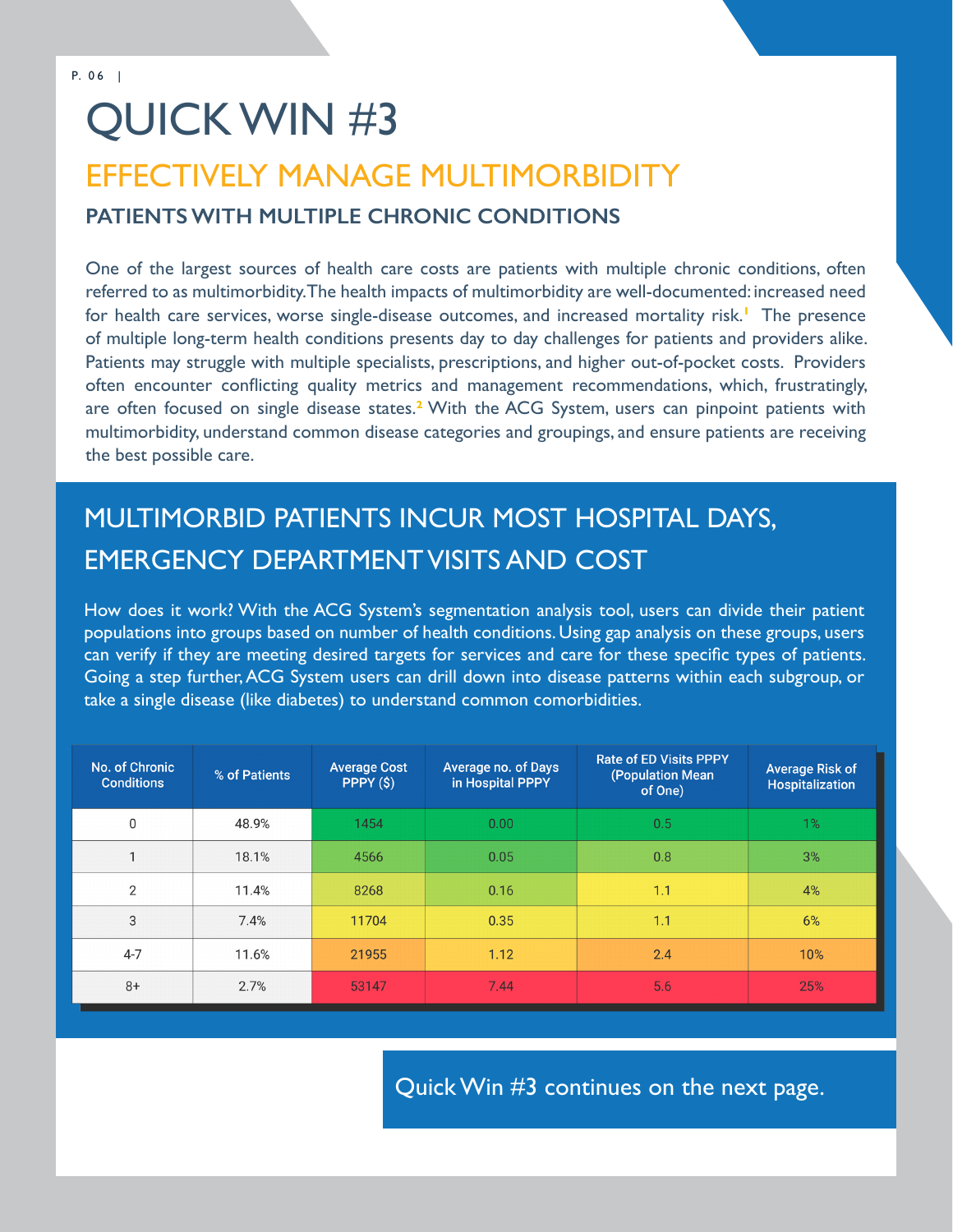# QUICK WIN #3

## EFFECTIVELY MANAGE MULTIMORBIDITY

### PATIENTS WITH MULTIPLE CHRONIC CONDITIONS

One of the largest sources of health care costs are patients with multiple chronic conditions, often referred to as multimorbidity. The health impacts of multimorbidity are well-documented: increased need for health care services, worse single-disease outcomes, and increased mortality risk.[1] The presence of multiple long-term health conditions presents day to day challenges for patients and providers alike. Patients may struggle with multiple specialists, prescriptions, and higher out-of-pocket costs. Providers often encounter conflicting quality metrics and management recommendations, which, frustratingly, are often focused on single disease states.[2] With the ACG System, users can pinpoint patients with multimorbidity, understand common disease categories and groupings, and ensure patients are receiving the best possible care.

## MULTIMORBID PATIENTS INCUR MOST HOSPITAL DAYS, EMERGENCY DEPARTMENT VISITS AND COST

How does it work? With the ACG System's segmentation analysis tool, users can divide their patient populations into groups based on number of health conditions. Using gap analysis on these groups, users can verify if they are meeting desired targets for services and care for these specific types of patients. Going a step further, ACG System users can drill down into disease patterns within each subgroup, or take a single disease (like diabetes) to understand common comorbidities.

| No. of Chronic Conditions | % of Patients | Average Cost PPPY ($) | Average no. of Days in Hospital PPPY | Rate of ED Visits PPPY (Population Mean of One) | Average Risk of Hospitalization |
|---|---|---|---|---|---|
| 0 | 48.9% | 1454 | 0.00 | 0.5 | 1% |
| 1 | 18.1% | 4566 | 0.05 | 0.8 | 3% |
| 2 | 11.4% | 8268 | 0.16 | 1.1 | 4% |
| 3 | 7.4% | 11704 | 0.35 | 1.1 | 6% |
| 4-7 | 11.6% | 21955 | 1.12 | 2.4 | 10% |
| 8+ | 2.7% | 53147 | 7.44 | 5.6 | 25% |

Quick Win #3 continues on the next page.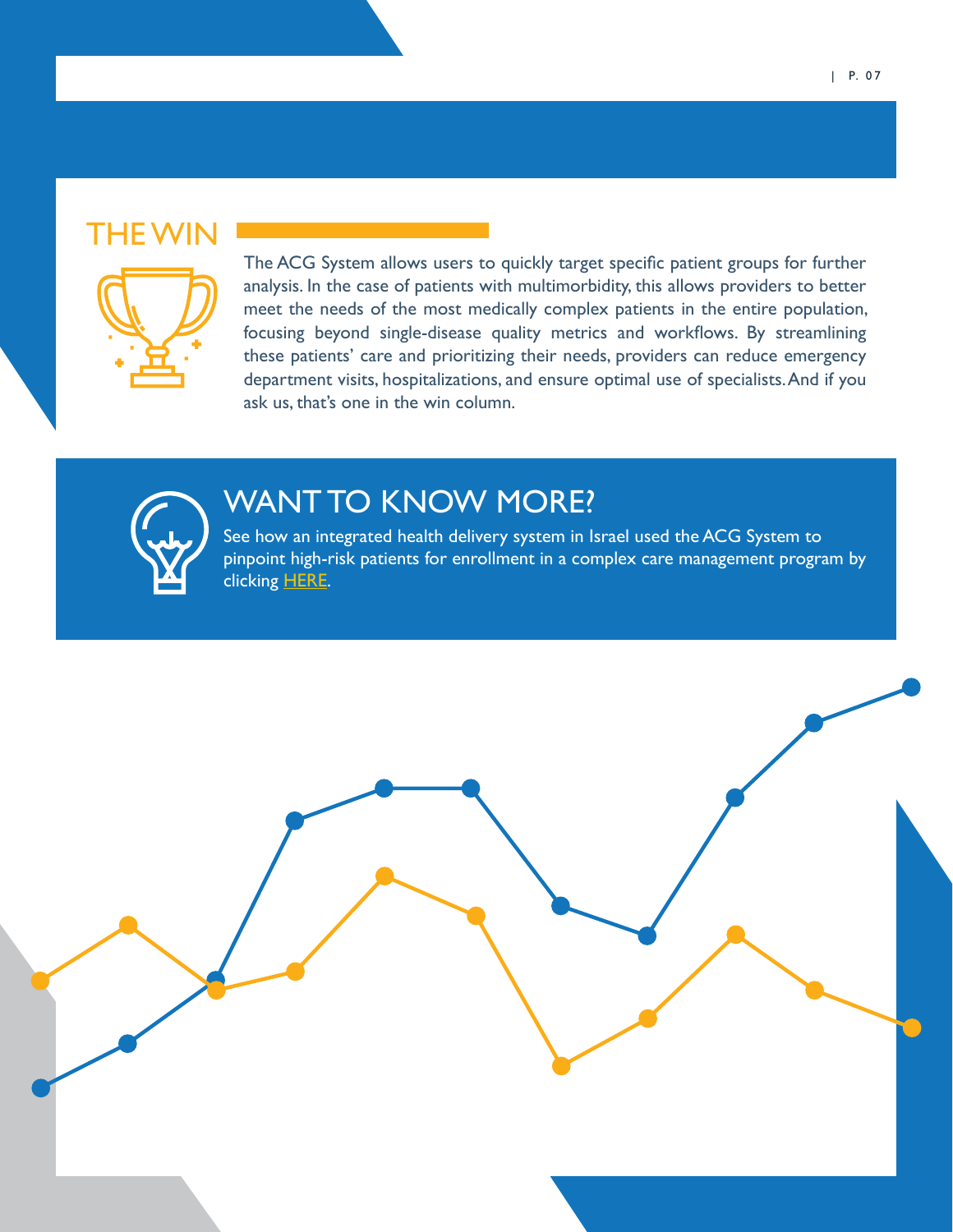## THE WIN

The ACG System allows users to quickly target specific patient groups for further analysis. In the case of patients with multimorbidity, this allows providers to better meet the needs of the most medically complex patients in the entire population, focusing beyond single-disease quality metrics and workflows. By streamlining these patients' care and prioritizing their needs, providers can reduce emergency department visits, hospitalizations, and ensure optimal use of specialists. And if you ask us, that's one in the win column.

## WANT TO KNOW MORE?

See how an integrated health delivery system in Israel used the ACG System to pinpoint high-risk patients for enrollment in a complex care management program by clicking HERE.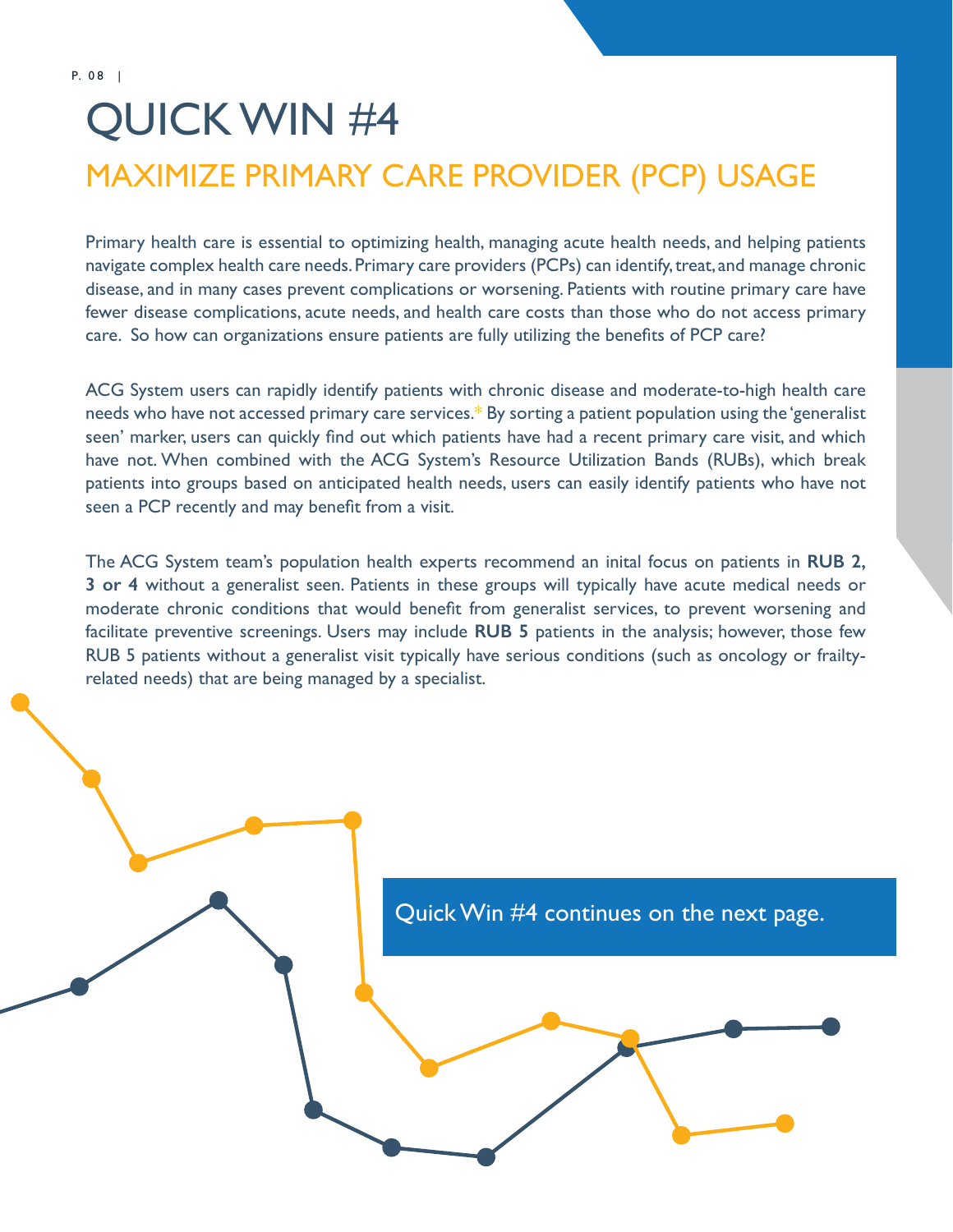# QUICK WIN #4

## MAXIMIZE PRIMARY CARE PROVIDER (PCP) USAGE

Primary health care is essential to optimizing health, managing acute health needs, and helping patients navigate complex health care needs. Primary care providers (PCPs) can identify, treat, and manage chronic disease, and in many cases prevent complications or worsening. Patients with routine primary care have fewer disease complications, acute needs, and health care costs than those who do not access primary care. So how can organizations ensure patients are fully utilizing the benefits of PCP care?

ACG System users can rapidly identify patients with chronic disease and moderate-to-high health care needs who have not accessed primary care services.* By sorting a patient population using the 'generalist seen' marker, users can quickly find out which patients have had a recent primary care visit, and which have not. When combined with the ACG System's Resource Utilization Bands (RUBs), which break patients into groups based on anticipated health needs, users can easily identify patients who have not seen a PCP recently and may benefit from a visit.

The ACG System team's population health experts recommend an inital focus on patients in **RUB 2, 3 or 4** without a generalist seen. Patients in these groups will typically have acute medical needs or moderate chronic conditions that would benefit from generalist services, to prevent worsening and facilitate preventive screenings. Users may include **RUB 5** patients in the analysis; however, those few RUB 5 patients without a generalist visit typically have serious conditions (such as oncology or frailty-related needs) that are being managed by a specialist.

Quick Win #4 continues on the next page.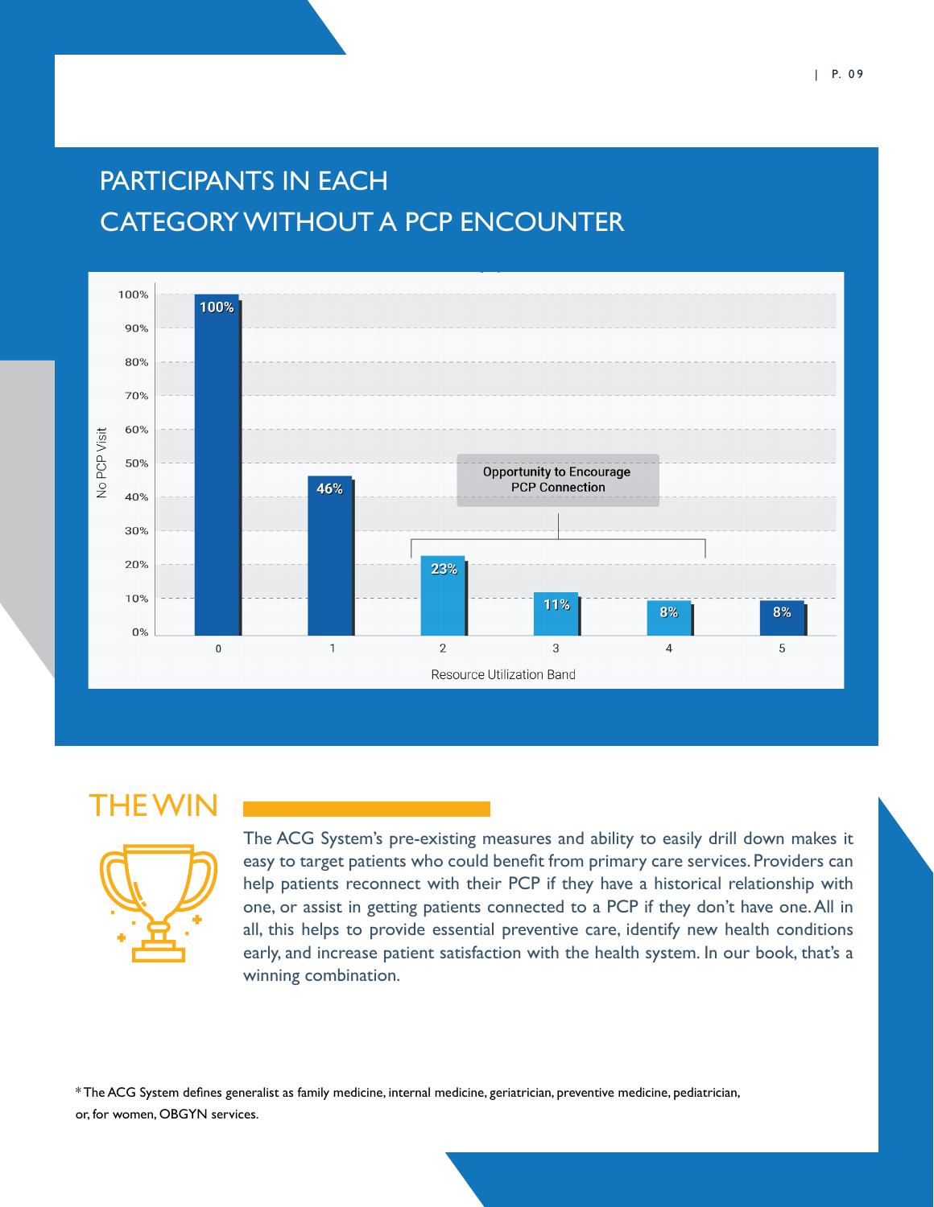## PARTICIPANTS IN EACH CATEGORY WITHOUT A PCP ENCOUNTER

| Resource Utilization Band | No PCP Visit |
|---|---|
| 0 | 100% |
| 1 | 46% |
| 2 | 23% |
| 3 | 11% |
| 4 | 8% |
| 5 | 8% |

Opportunity to Encourage PCP Connection (Resource Utilization Bands 2–4)

## THE WIN

The ACG System's pre-existing measures and ability to easily drill down makes it easy to target patients who could benefit from primary care services. Providers can help patients reconnect with their PCP if they have a historical relationship with one, or assist in getting patients connected to a PCP if they don't have one. All in all, this helps to provide essential preventive care, identify new health conditions early, and increase patient satisfaction with the health system. In our book, that's a winning combination.

*The ACG System defines generalist as family medicine, internal medicine, geriatrician, preventive medicine, pediatrician, or, for women, OBGYN services.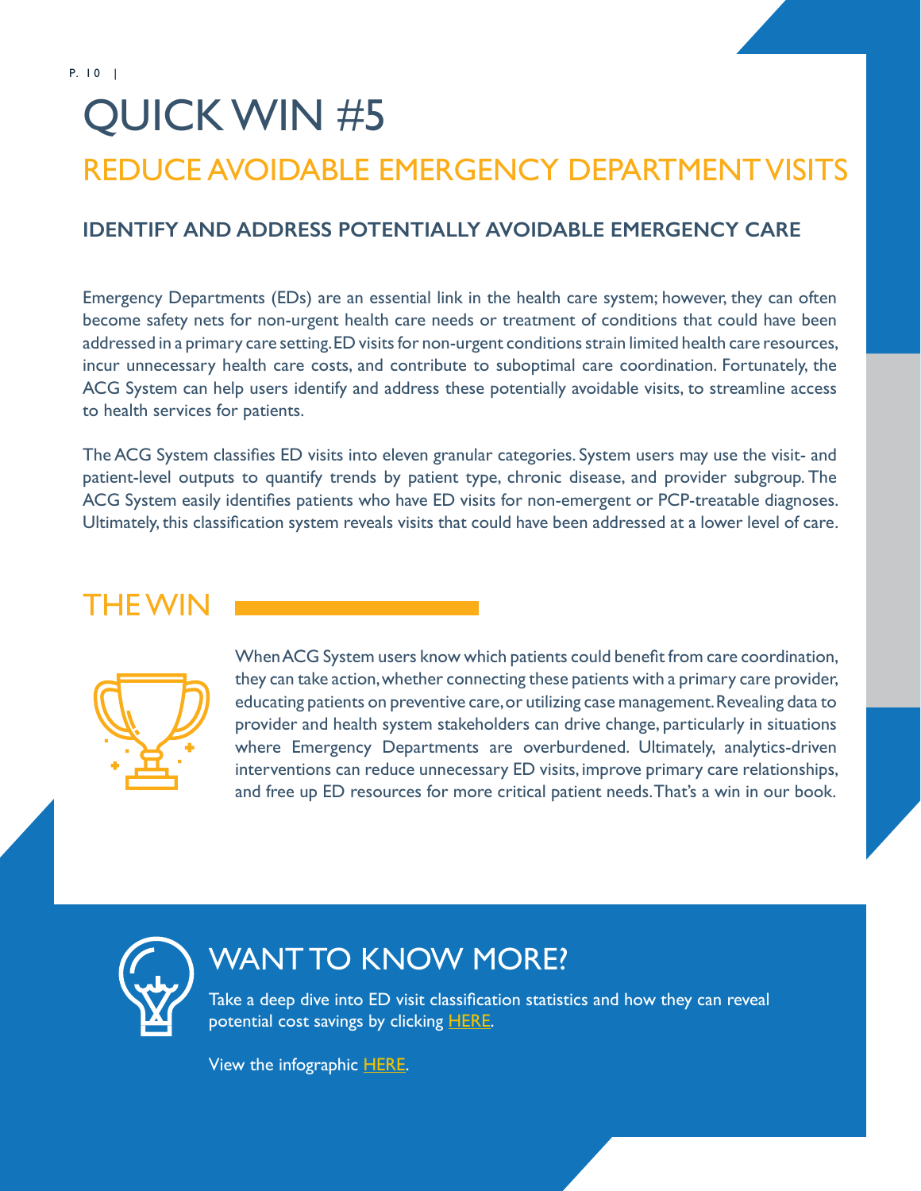# QUICK WIN #5

## REDUCE AVOIDABLE EMERGENCY DEPARTMENT VISITS

### IDENTIFY AND ADDRESS POTENTIALLY AVOIDABLE EMERGENCY CARE

Emergency Departments (EDs) are an essential link in the health care system; however, they can often become safety nets for non-urgent health care needs or treatment of conditions that could have been addressed in a primary care setting. ED visits for non-urgent conditions strain limited health care resources, incur unnecessary health care costs, and contribute to suboptimal care coordination. Fortunately, the ACG System can help users identify and address these potentially avoidable visits, to streamline access to health services for patients.

The ACG System classifies ED visits into eleven granular categories. System users may use the visit- and patient-level outputs to quantify trends by patient type, chronic disease, and provider subgroup. The ACG System easily identifies patients who have ED visits for non-emergent or PCP-treatable diagnoses. Ultimately, this classification system reveals visits that could have been addressed at a lower level of care.

## THE WIN

When ACG System users know which patients could benefit from care coordination, they can take action, whether connecting these patients with a primary care provider, educating patients on preventive care, or utilizing case management. Revealing data to provider and health system stakeholders can drive change, particularly in situations where Emergency Departments are overburdened. Ultimately, analytics-driven interventions can reduce unnecessary ED visits, improve primary care relationships, and free up ED resources for more critical patient needs. That's a win in our book.

## WANT TO KNOW MORE?

Take a deep dive into ED visit classification statistics and how they can reveal potential cost savings by clicking HERE.

View the infographic HERE.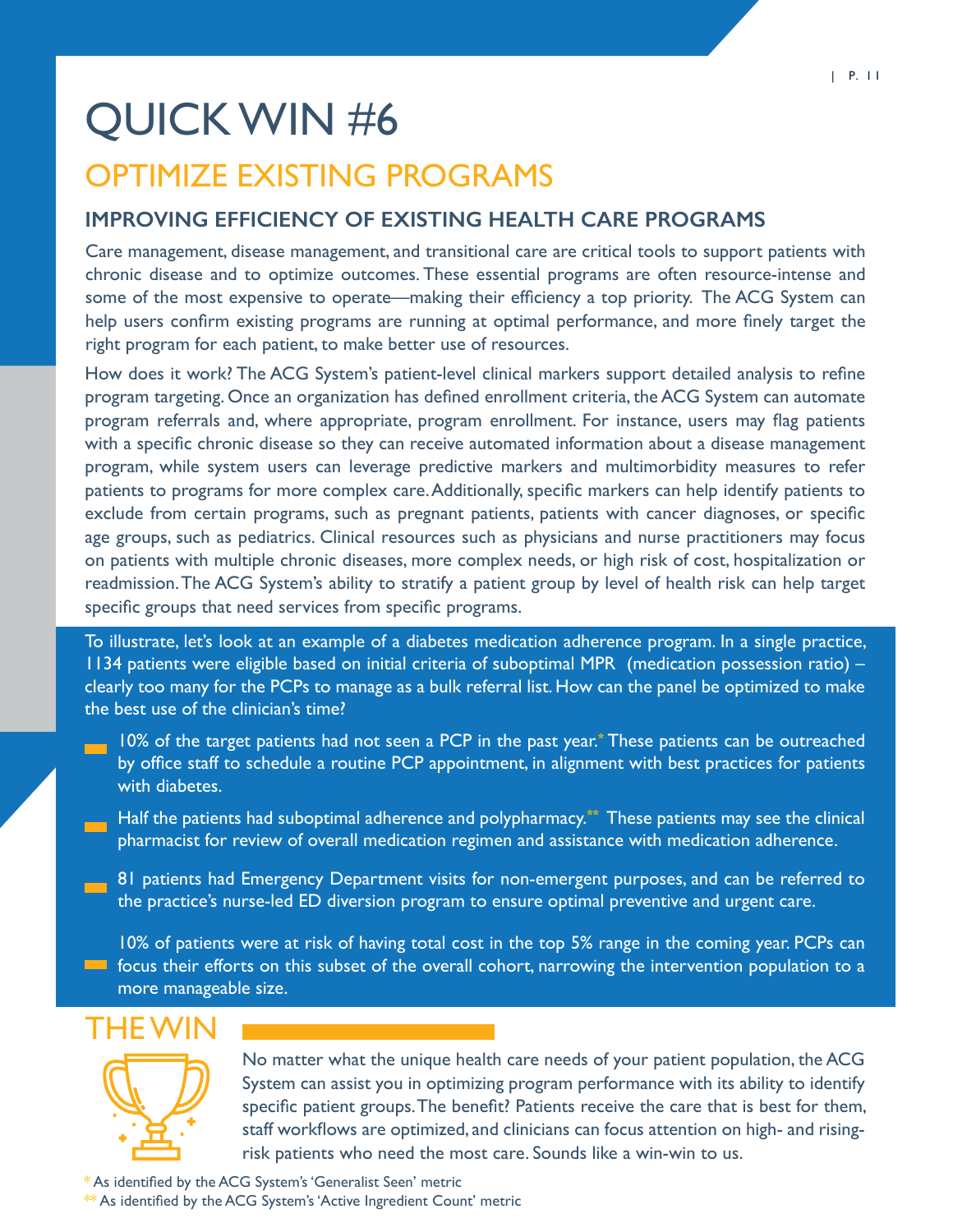# QUICK WIN #6

## OPTIMIZE EXISTING PROGRAMS

### IMPROVING EFFICIENCY OF EXISTING HEALTH CARE PROGRAMS

Care management, disease management, and transitional care are critical tools to support patients with chronic disease and to optimize outcomes. These essential programs are often resource-intense and some of the most expensive to operate—making their efficiency a top priority. The ACG System can help users confirm existing programs are running at optimal performance, and more finely target the right program for each patient, to make better use of resources.

How does it work? The ACG System's patient-level clinical markers support detailed analysis to refine program targeting. Once an organization has defined enrollment criteria, the ACG System can automate program referrals and, where appropriate, program enrollment. For instance, users may flag patients with a specific chronic disease so they can receive automated information about a disease management program, while system users can leverage predictive markers and multimorbidity measures to refer patients to programs for more complex care. Additionally, specific markers can help identify patients to exclude from certain programs, such as pregnant patients, patients with cancer diagnoses, or specific age groups, such as pediatrics. Clinical resources such as physicians and nurse practitioners may focus on patients with multiple chronic diseases, more complex needs, or high risk of cost, hospitalization or readmission. The ACG System's ability to stratify a patient group by level of health risk can help target specific groups that need services from specific programs.

To illustrate, let's look at an example of a diabetes medication adherence program. In a single practice, 1134 patients were eligible based on initial criteria of suboptimal MPR (medication possession ratio) – clearly too many for the PCPs to manage as a bulk referral list. How can the panel be optimized to make the best use of the clinician's time?

- 10% of the target patients had not seen a PCP in the past year.* These patients can be outreached by office staff to schedule a routine PCP appointment, in alignment with best practices for patients with diabetes.
- Half the patients had suboptimal adherence and polypharmacy.** These patients may see the clinical pharmacist for review of overall medication regimen and assistance with medication adherence.
- 81 patients had Emergency Department visits for non-emergent purposes, and can be referred to the practice's nurse-led ED diversion program to ensure optimal preventive and urgent care.
- 10% of patients were at risk of having total cost in the top 5% range in the coming year. PCPs can focus their efforts on this subset of the overall cohort, narrowing the intervention population to a more manageable size.

## THE WIN

No matter what the unique health care needs of your patient population, the ACG System can assist you in optimizing program performance with its ability to identify specific patient groups. The benefit? Patients receive the care that is best for them, staff workflows are optimized, and clinicians can focus attention on high- and rising-risk patients who need the most care. Sounds like a win-win to us.

\* As identified by the ACG System's 'Generalist Seen' metric

\*\* As identified by the ACG System's 'Active Ingredient Count' metric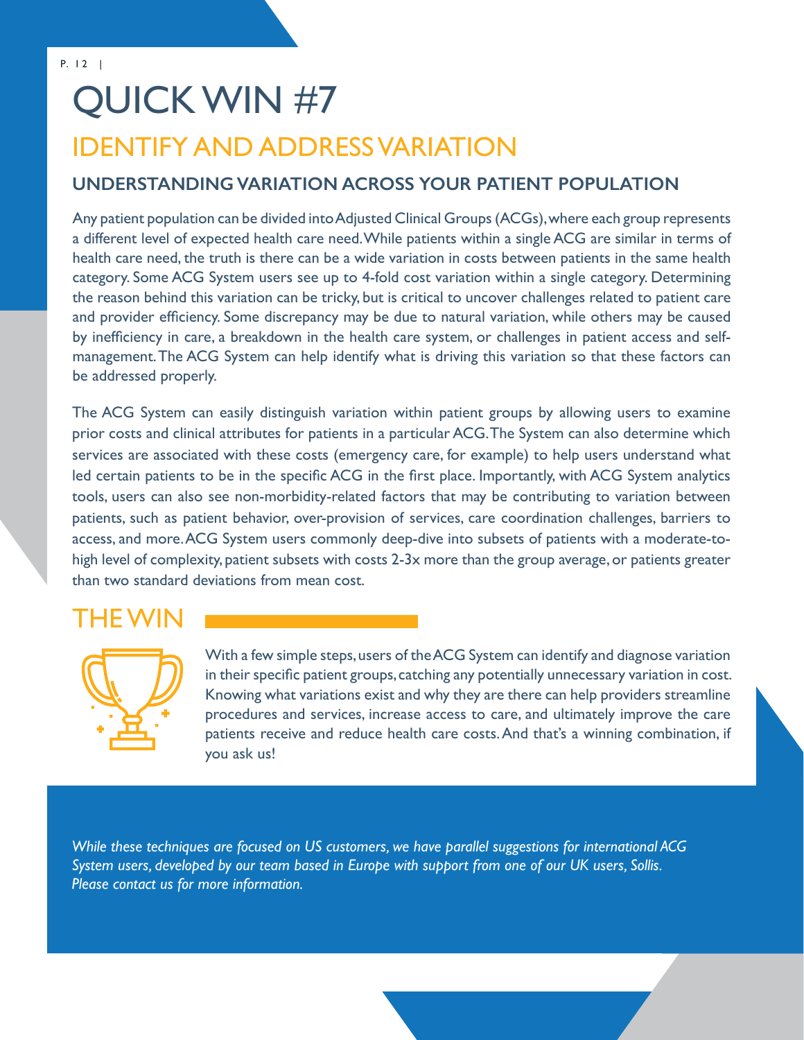# QUICK WIN #7

## IDENTIFY AND ADDRESS VARIATION

### UNDERSTANDING VARIATION ACROSS YOUR PATIENT POPULATION

Any patient population can be divided into Adjusted Clinical Groups (ACGs), where each group represents a different level of expected health care need. While patients within a single ACG are similar in terms of health care need, the truth is there can be a wide variation in costs between patients in the same health category. Some ACG System users see up to 4-fold cost variation within a single category. Determining the reason behind this variation can be tricky, but is critical to uncover challenges related to patient care and provider efficiency. Some discrepancy may be due to natural variation, while others may be caused by inefficiency in care, a breakdown in the health care system, or challenges in patient access and self-management. The ACG System can help identify what is driving this variation so that these factors can be addressed properly.

The ACG System can easily distinguish variation within patient groups by allowing users to examine prior costs and clinical attributes for patients in a particular ACG. The System can also determine which services are associated with these costs (emergency care, for example) to help users understand what led certain patients to be in the specific ACG in the first place. Importantly, with ACG System analytics tools, users can also see non-morbidity-related factors that may be contributing to variation between patients, such as patient behavior, over-provision of services, care coordination challenges, barriers to access, and more. ACG System users commonly deep-dive into subsets of patients with a moderate-to-high level of complexity, patient subsets with costs 2-3x more than the group average, or patients greater than two standard deviations from mean cost.

## THE WIN

With a few simple steps, users of the ACG System can identify and diagnose variation in their specific patient groups, catching any potentially unnecessary variation in cost. Knowing what variations exist and why they are there can help providers streamline procedures and services, increase access to care, and ultimately improve the care patients receive and reduce health care costs. And that's a winning combination, if you ask us!

*While these techniques are focused on US customers, we have parallel suggestions for international ACG System users, developed by our team based in Europe with support from one of our UK users, Sollis. Please contact us for more information.*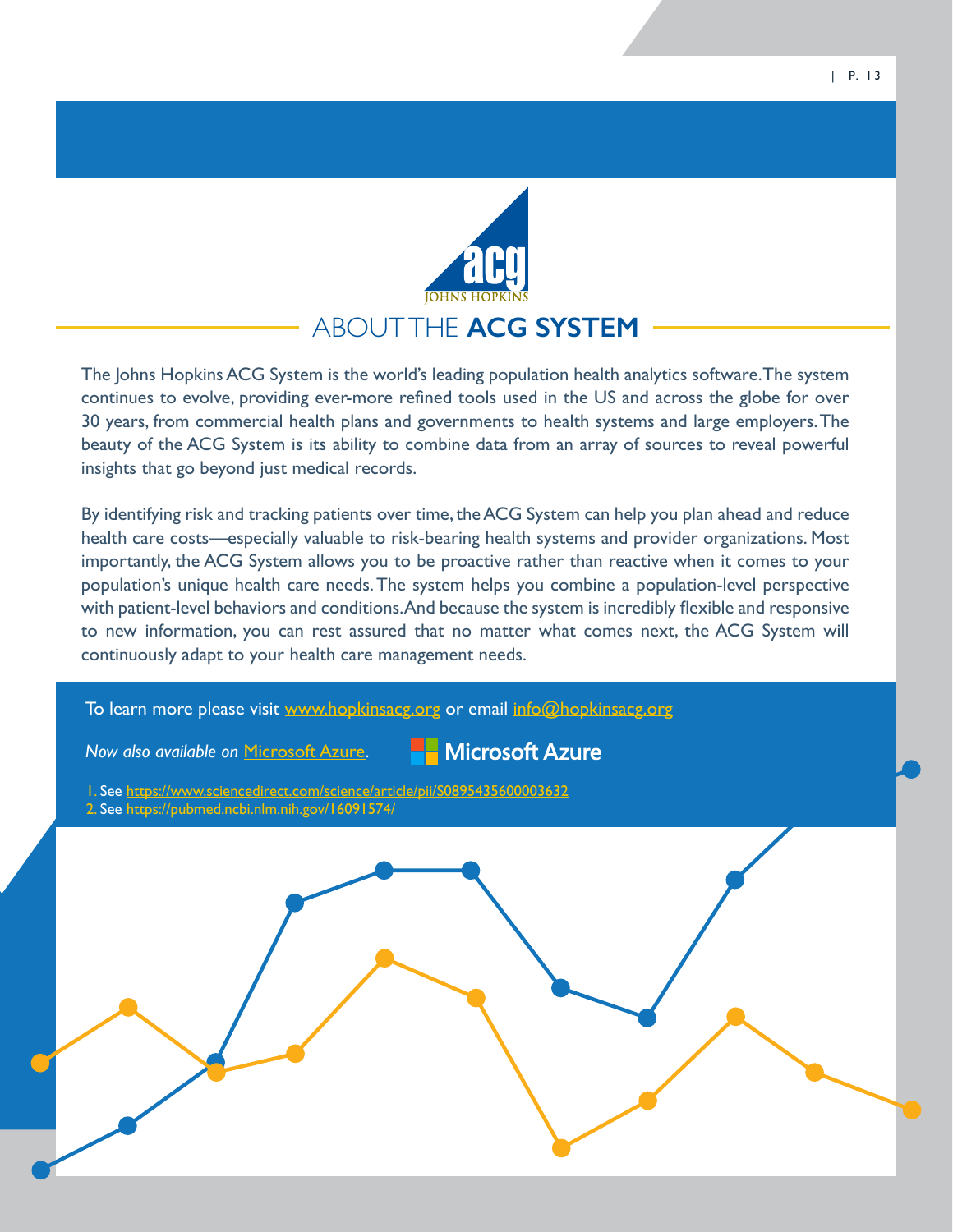## ABOUT THE **ACG SYSTEM**

The Johns Hopkins ACG System is the world's leading population health analytics software. The system continues to evolve, providing ever-more refined tools used in the US and across the globe for over 30 years, from commercial health plans and governments to health systems and large employers. The beauty of the ACG System is its ability to combine data from an array of sources to reveal powerful insights that go beyond just medical records.

By identifying risk and tracking patients over time, the ACG System can help you plan ahead and reduce health care costs—especially valuable to risk-bearing health systems and provider organizations. Most importantly, the ACG System allows you to be proactive rather than reactive when it comes to your population's unique health care needs. The system helps you combine a population-level perspective with patient-level behaviors and conditions. And because the system is incredibly flexible and responsive to new information, you can rest assured that no matter what comes next, the ACG System will continuously adapt to your health care management needs.

To learn more please visit www.hopkinsacg.org or email info@hopkinsacg.org

*Now also available on* Microsoft Azure.

1. See https://www.sciencedirect.com/science/article/pii/S0895435600003632
2. See https://pubmed.ncbi.nlm.nih.gov/16091574/